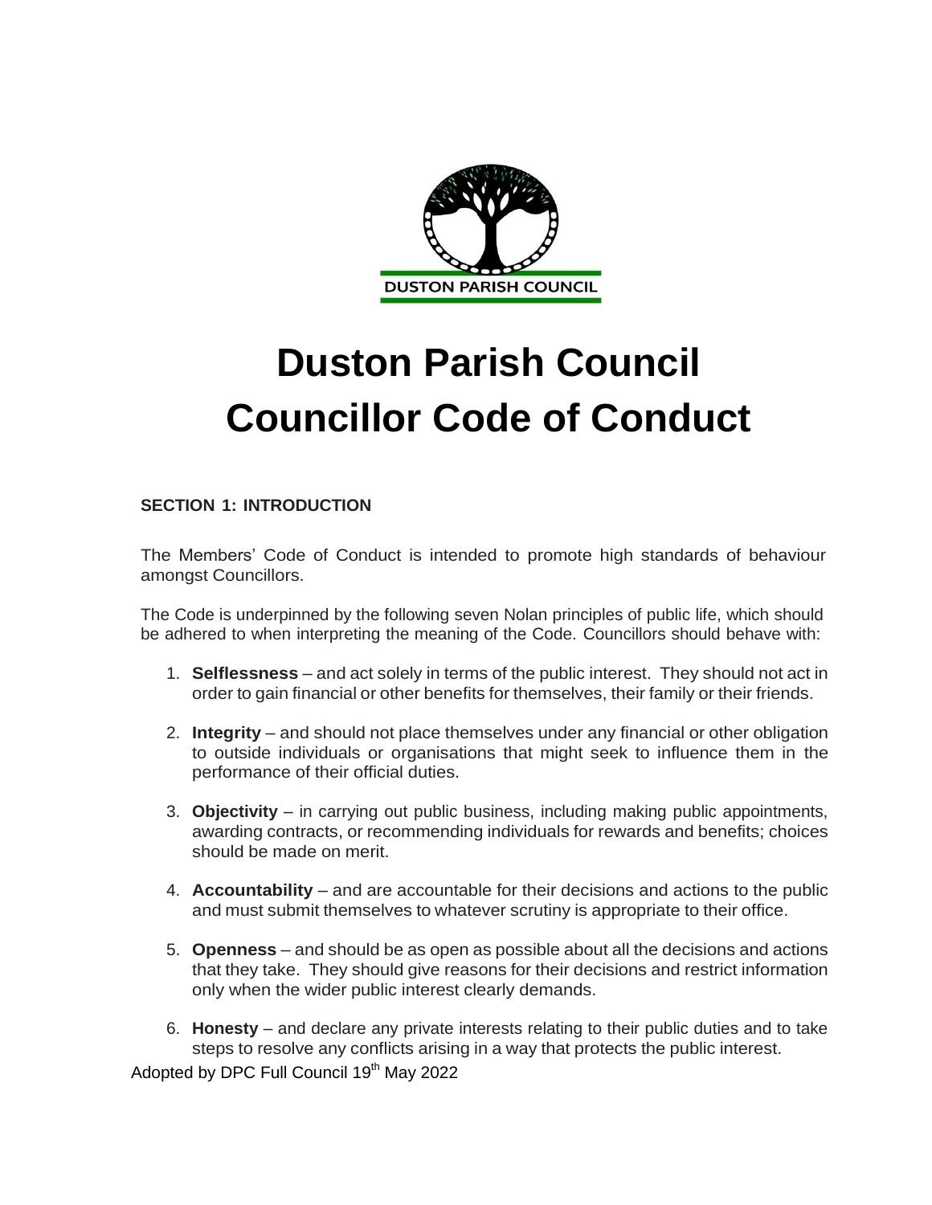# Duston Parish Council Councillor Code of Conduct

## SECTION 1: INTRODUCTION

The Members' Code of Conduct is intended to promote high standards of behaviour amongst Councillors.

The Code is underpinned by the following seven Nolan principles of public life, which should be adhered to when interpreting the meaning of the Code. Councillors should behave with:

1. **Selflessness** – and act solely in terms of the public interest. They should not act in order to gain financial or other benefits for themselves, their family or their friends.

2. **Integrity** – and should not place themselves under any financial or other obligation to outside individuals or organisations that might seek to influence them in the performance of their official duties.

3. **Objectivity** – in carrying out public business, including making public appointments, awarding contracts, or recommending individuals for rewards and benefits; choices should be made on merit.

4. **Accountability** – and are accountable for their decisions and actions to the public and must submit themselves to whatever scrutiny is appropriate to their office.

5. **Openness** – and should be as open as possible about all the decisions and actions that they take. They should give reasons for their decisions and restrict information only when the wider public interest clearly demands.

6. **Honesty** – and declare any private interests relating to their public duties and to take steps to resolve any conflicts arising in a way that protects the public interest.

Adopted by DPC Full Council 19th May 2022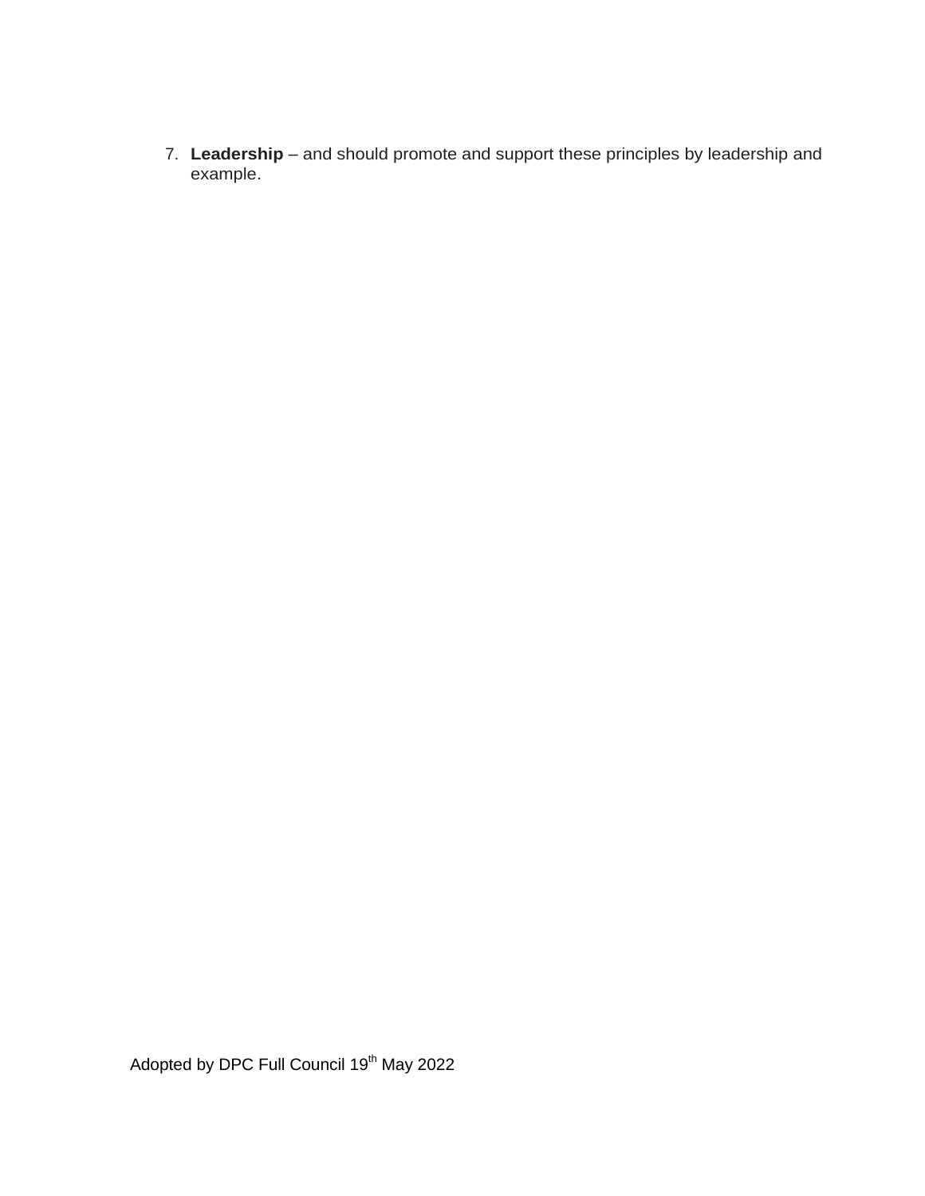7. **Leadership** – and should promote and support these principles by leadership and example.

Adopted by DPC Full Council 19th May 2022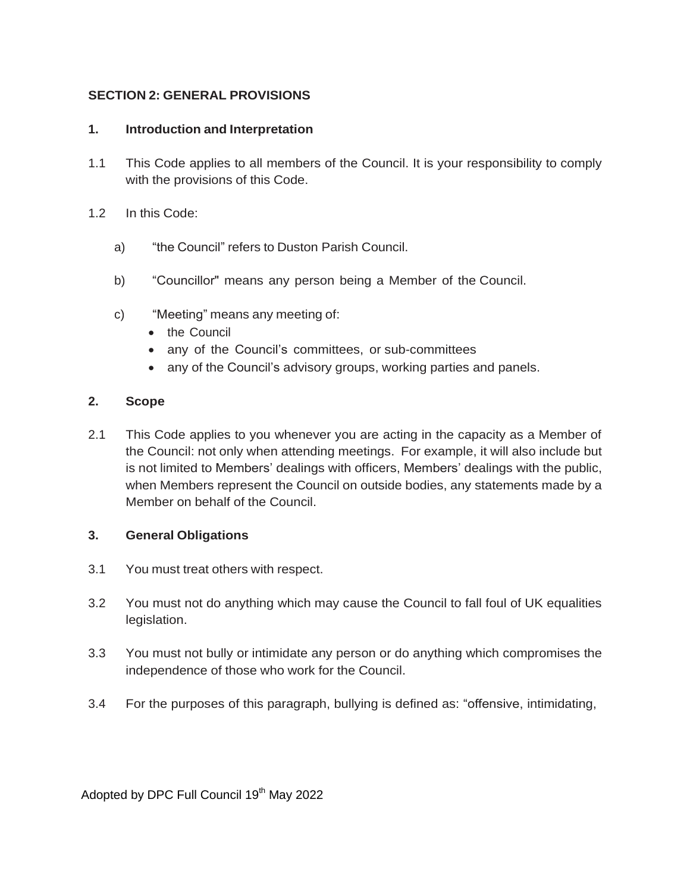## SECTION 2: GENERAL PROVISIONS

### 1. Introduction and Interpretation

1.1 This Code applies to all members of the Council. It is your responsibility to comply with the provisions of this Code.

1.2 In this Code:

a) "the Council" refers to Duston Parish Council.

b) "Councillor" means any person being a Member of the Council.

c) "Meeting" means any meeting of:

- the Council
- any of the Council's committees, or sub-committees
- any of the Council's advisory groups, working parties and panels.

### 2. Scope

2.1 This Code applies to you whenever you are acting in the capacity as a Member of the Council: not only when attending meetings. For example, it will also include but is not limited to Members' dealings with officers, Members' dealings with the public, when Members represent the Council on outside bodies, any statements made by a Member on behalf of the Council.

### 3. General Obligations

3.1 You must treat others with respect.

3.2 You must not do anything which may cause the Council to fall foul of UK equalities legislation.

3.3 You must not bully or intimidate any person or do anything which compromises the independence of those who work for the Council.

3.4 For the purposes of this paragraph, bullying is defined as: "offensive, intimidating,

Adopted by DPC Full Council 19th May 2022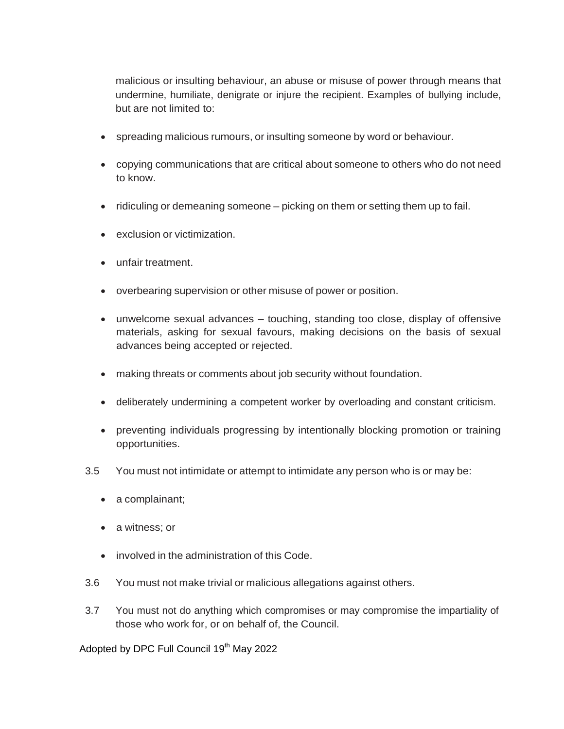malicious or insulting behaviour, an abuse or misuse of power through means that undermine, humiliate, denigrate or injure the recipient. Examples of bullying include, but are not limited to:

- spreading malicious rumours, or insulting someone by word or behaviour.
- copying communications that are critical about someone to others who do not need to know.
- ridiculing or demeaning someone – picking on them or setting them up to fail.
- exclusion or victimization.
- unfair treatment.
- overbearing supervision or other misuse of power or position.
- unwelcome sexual advances – touching, standing too close, display of offensive materials, asking for sexual favours, making decisions on the basis of sexual advances being accepted or rejected.
- making threats or comments about job security without foundation.
- deliberately undermining a competent worker by overloading and constant criticism.
- preventing individuals progressing by intentionally blocking promotion or training opportunities.

3.5 You must not intimidate or attempt to intimidate any person who is or may be:

- a complainant;
- a witness; or
- involved in the administration of this Code.

3.6 You must not make trivial or malicious allegations against others.

3.7 You must not do anything which compromises or may compromise the impartiality of those who work for, or on behalf of, the Council.

Adopted by DPC Full Council 19th May 2022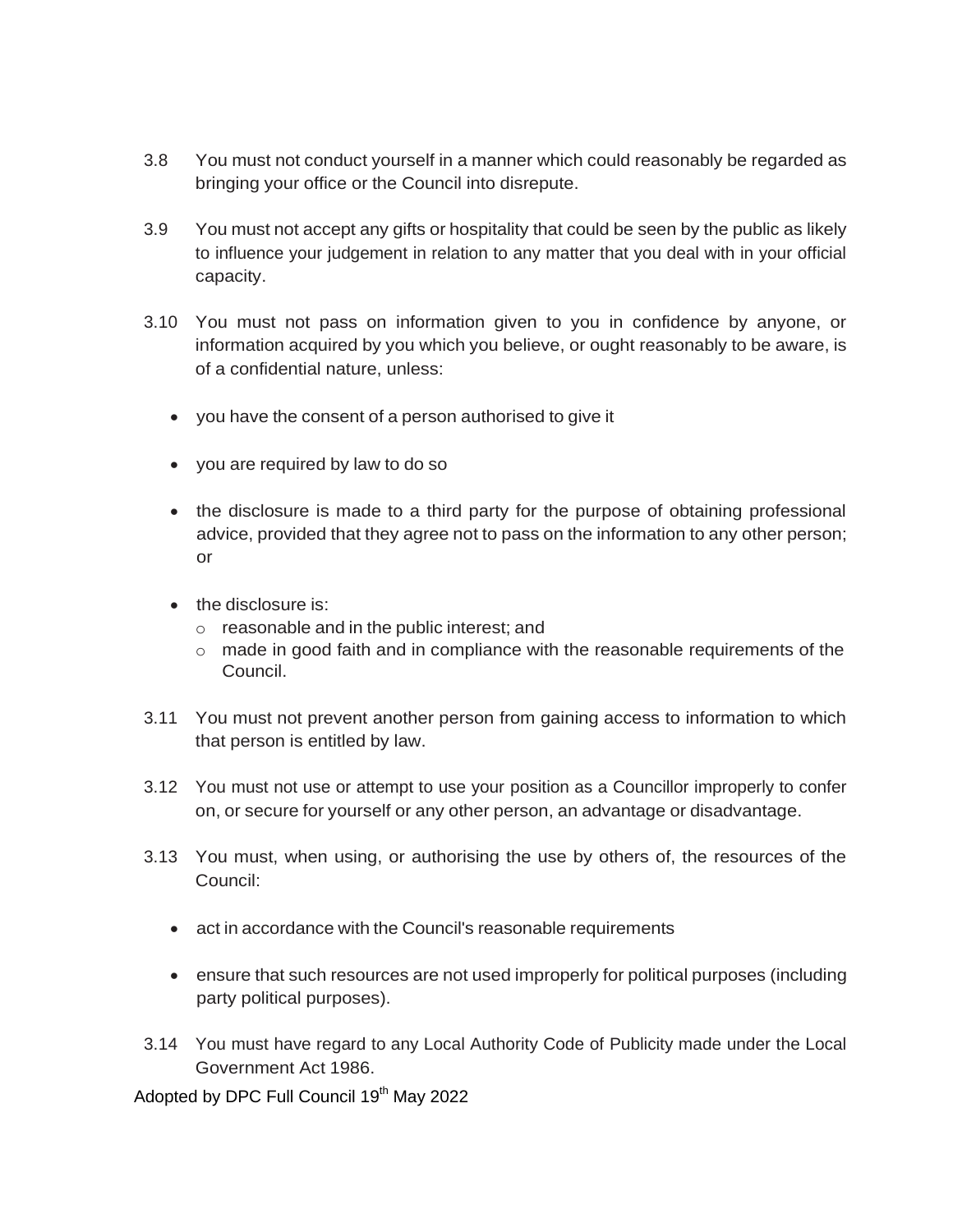3.8 You must not conduct yourself in a manner which could reasonably be regarded as bringing your office or the Council into disrepute.

3.9 You must not accept any gifts or hospitality that could be seen by the public as likely to influence your judgement in relation to any matter that you deal with in your official capacity.

3.10 You must not pass on information given to you in confidence by anyone, or information acquired by you which you believe, or ought reasonably to be aware, is of a confidential nature, unless:

- you have the consent of a person authorised to give it
- you are required by law to do so
- the disclosure is made to a third party for the purpose of obtaining professional advice, provided that they agree not to pass on the information to any other person; or
- the disclosure is:
  - reasonable and in the public interest; and
  - made in good faith and in compliance with the reasonable requirements of the Council.

3.11 You must not prevent another person from gaining access to information to which that person is entitled by law.

3.12 You must not use or attempt to use your position as a Councillor improperly to confer on, or secure for yourself or any other person, an advantage or disadvantage.

3.13 You must, when using, or authorising the use by others of, the resources of the Council:

- act in accordance with the Council's reasonable requirements
- ensure that such resources are not used improperly for political purposes (including party political purposes).

3.14 You must have regard to any Local Authority Code of Publicity made under the Local Government Act 1986.

Adopted by DPC Full Council 19th May 2022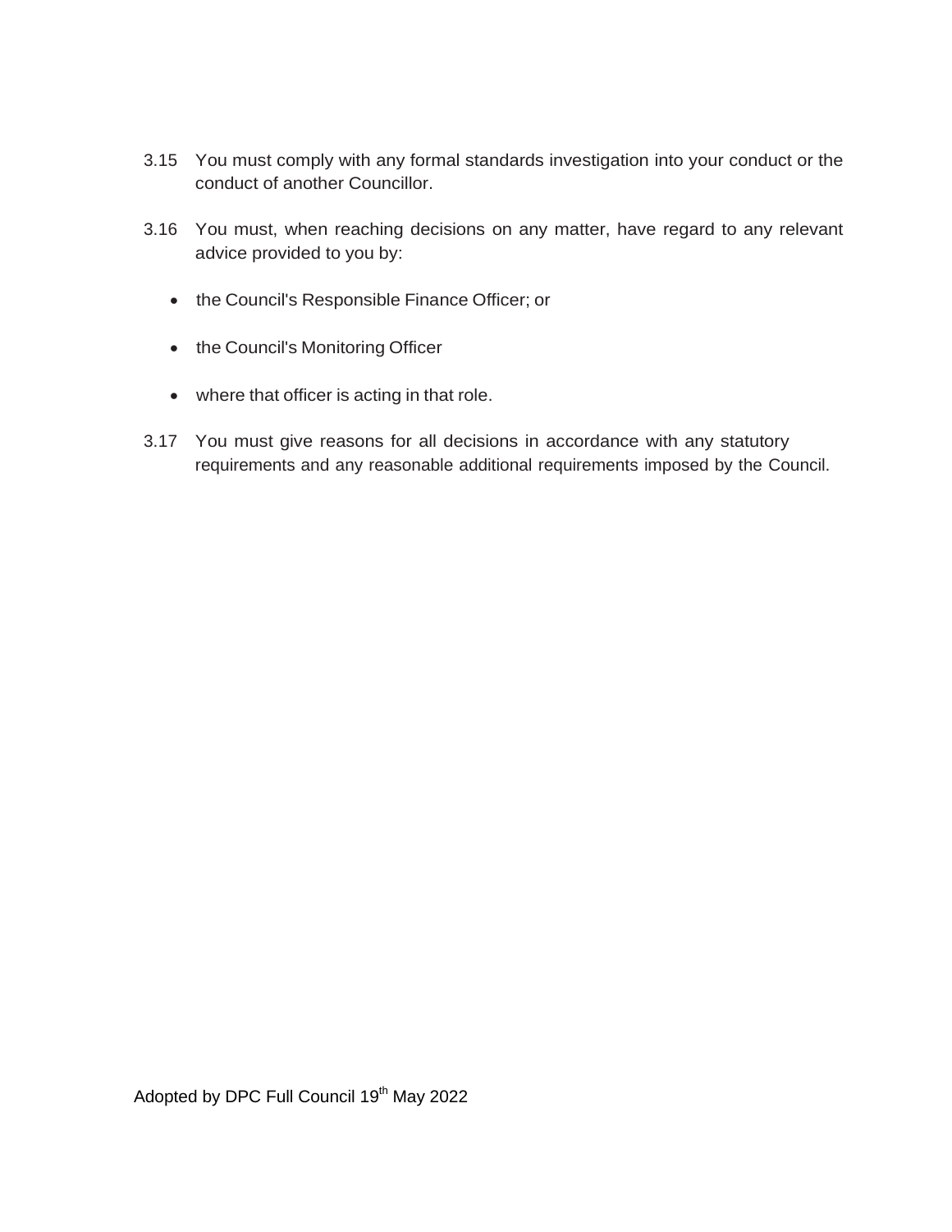3.15 You must comply with any formal standards investigation into your conduct or the conduct of another Councillor.

3.16 You must, when reaching decisions on any matter, have regard to any relevant advice provided to you by:

- the Council's Responsible Finance Officer; or
- the Council's Monitoring Officer
- where that officer is acting in that role.

3.17 You must give reasons for all decisions in accordance with any statutory requirements and any reasonable additional requirements imposed by the Council.

Adopted by DPC Full Council 19th May 2022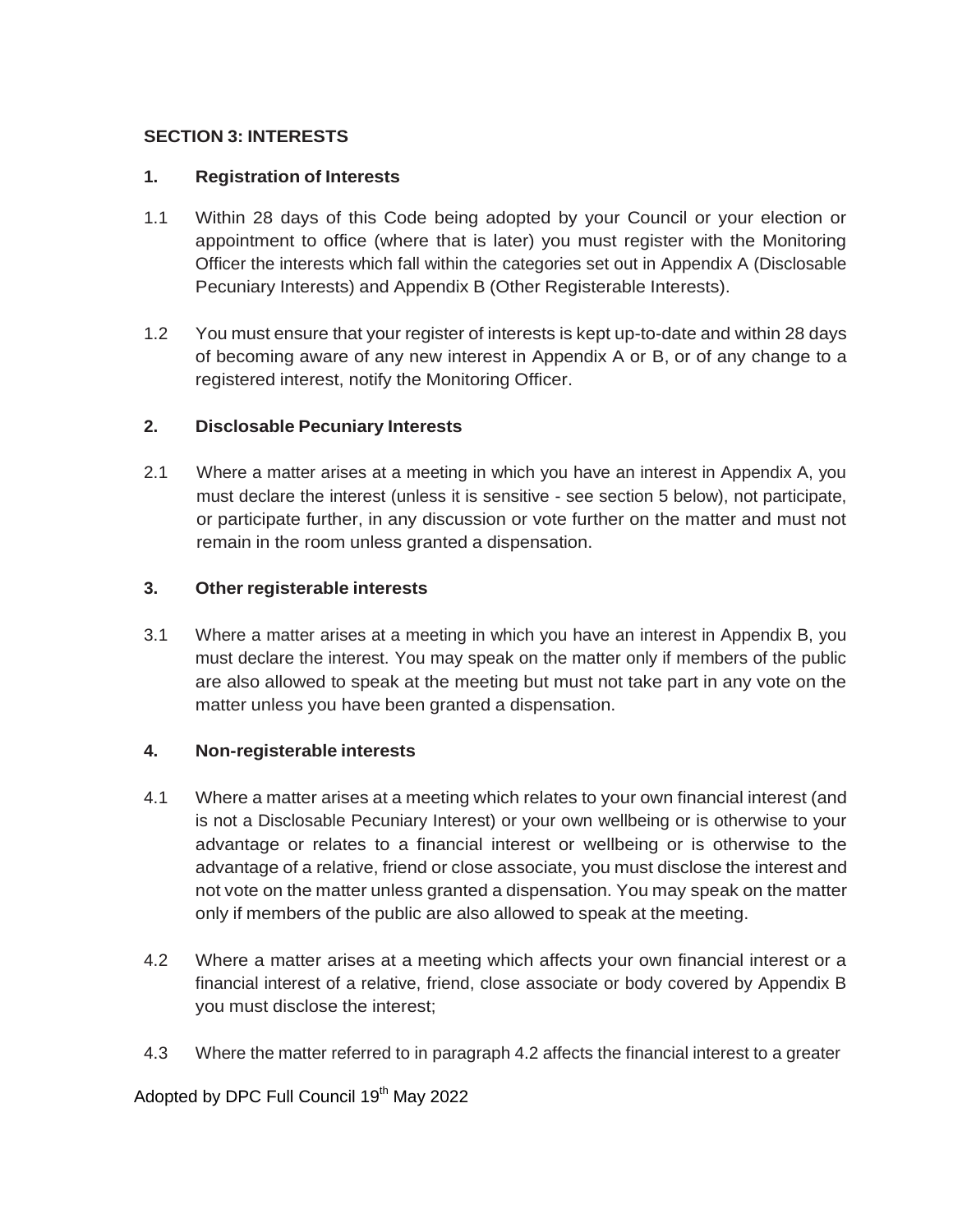## SECTION 3: INTERESTS

### 1. Registration of Interests

1.1 Within 28 days of this Code being adopted by your Council or your election or appointment to office (where that is later) you must register with the Monitoring Officer the interests which fall within the categories set out in Appendix A (Disclosable Pecuniary Interests) and Appendix B (Other Registerable Interests).

1.2 You must ensure that your register of interests is kept up-to-date and within 28 days of becoming aware of any new interest in Appendix A or B, or of any change to a registered interest, notify the Monitoring Officer.

### 2. Disclosable Pecuniary Interests

2.1 Where a matter arises at a meeting in which you have an interest in Appendix A, you must declare the interest (unless it is sensitive - see section 5 below), not participate, or participate further, in any discussion or vote further on the matter and must not remain in the room unless granted a dispensation.

### 3. Other registerable interests

3.1 Where a matter arises at a meeting in which you have an interest in Appendix B, you must declare the interest. You may speak on the matter only if members of the public are also allowed to speak at the meeting but must not take part in any vote on the matter unless you have been granted a dispensation.

### 4. Non-registerable interests

4.1 Where a matter arises at a meeting which relates to your own financial interest (and is not a Disclosable Pecuniary Interest) or your own wellbeing or is otherwise to your advantage or relates to a financial interest or wellbeing or is otherwise to the advantage of a relative, friend or close associate, you must disclose the interest and not vote on the matter unless granted a dispensation. You may speak on the matter only if members of the public are also allowed to speak at the meeting.

4.2 Where a matter arises at a meeting which affects your own financial interest or a financial interest of a relative, friend, close associate or body covered by Appendix B you must disclose the interest;

4.3 Where the matter referred to in paragraph 4.2 affects the financial interest to a greater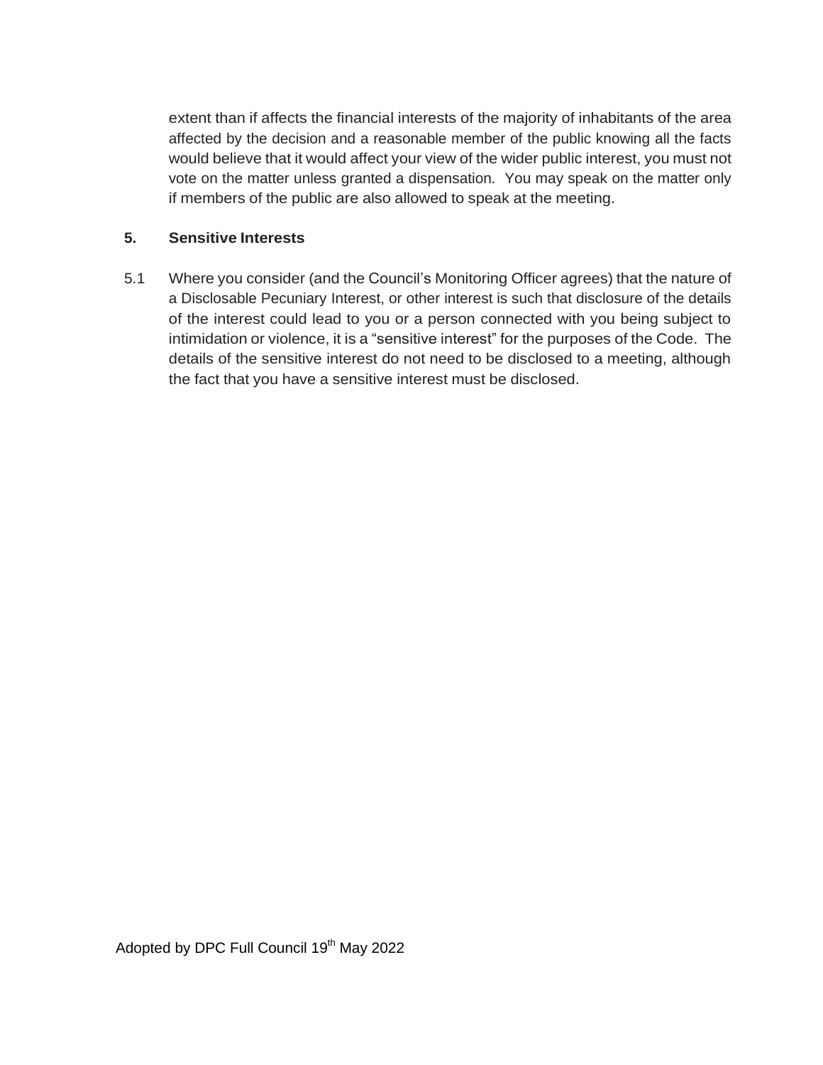extent than if affects the financial interests of the majority of inhabitants of the area affected by the decision and a reasonable member of the public knowing all the facts would believe that it would affect your view of the wider public interest, you must not vote on the matter unless granted a dispensation. You may speak on the matter only if members of the public are also allowed to speak at the meeting.

## 5. Sensitive Interests

5.1 Where you consider (and the Council's Monitoring Officer agrees) that the nature of a Disclosable Pecuniary Interest, or other interest is such that disclosure of the details of the interest could lead to you or a person connected with you being subject to intimidation or violence, it is a "sensitive interest" for the purposes of the Code. The details of the sensitive interest do not need to be disclosed to a meeting, although the fact that you have a sensitive interest must be disclosed.

Adopted by DPC Full Council 19th May 2022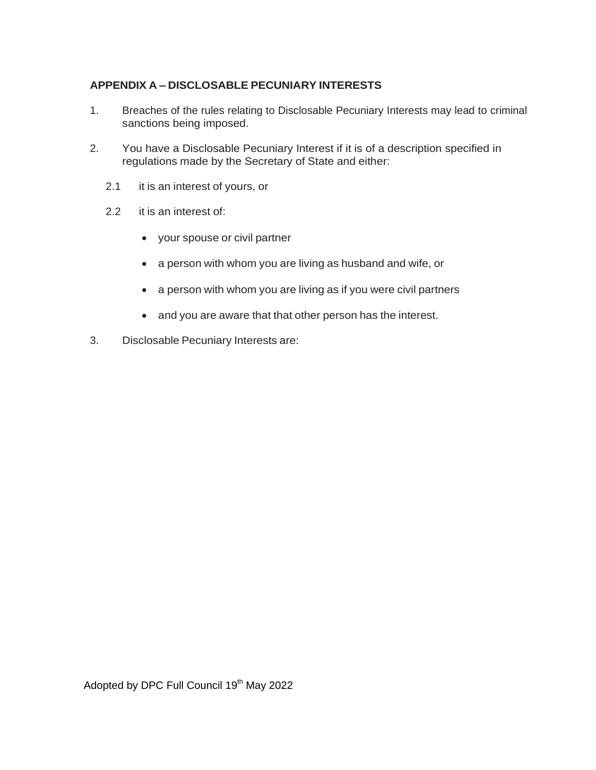## APPENDIX A – DISCLOSABLE PECUNIARY INTERESTS

1. Breaches of the rules relating to Disclosable Pecuniary Interests may lead to criminal sanctions being imposed.

2. You have a Disclosable Pecuniary Interest if it is of a description specified in regulations made by the Secretary of State and either:

   2.1 it is an interest of yours, or

   2.2 it is an interest of:

   - your spouse or civil partner
   - a person with whom you are living as husband and wife, or
   - a person with whom you are living as if you were civil partners
   - and you are aware that that other person has the interest.

3. Disclosable Pecuniary Interests are:

Adopted by DPC Full Council 19th May 2022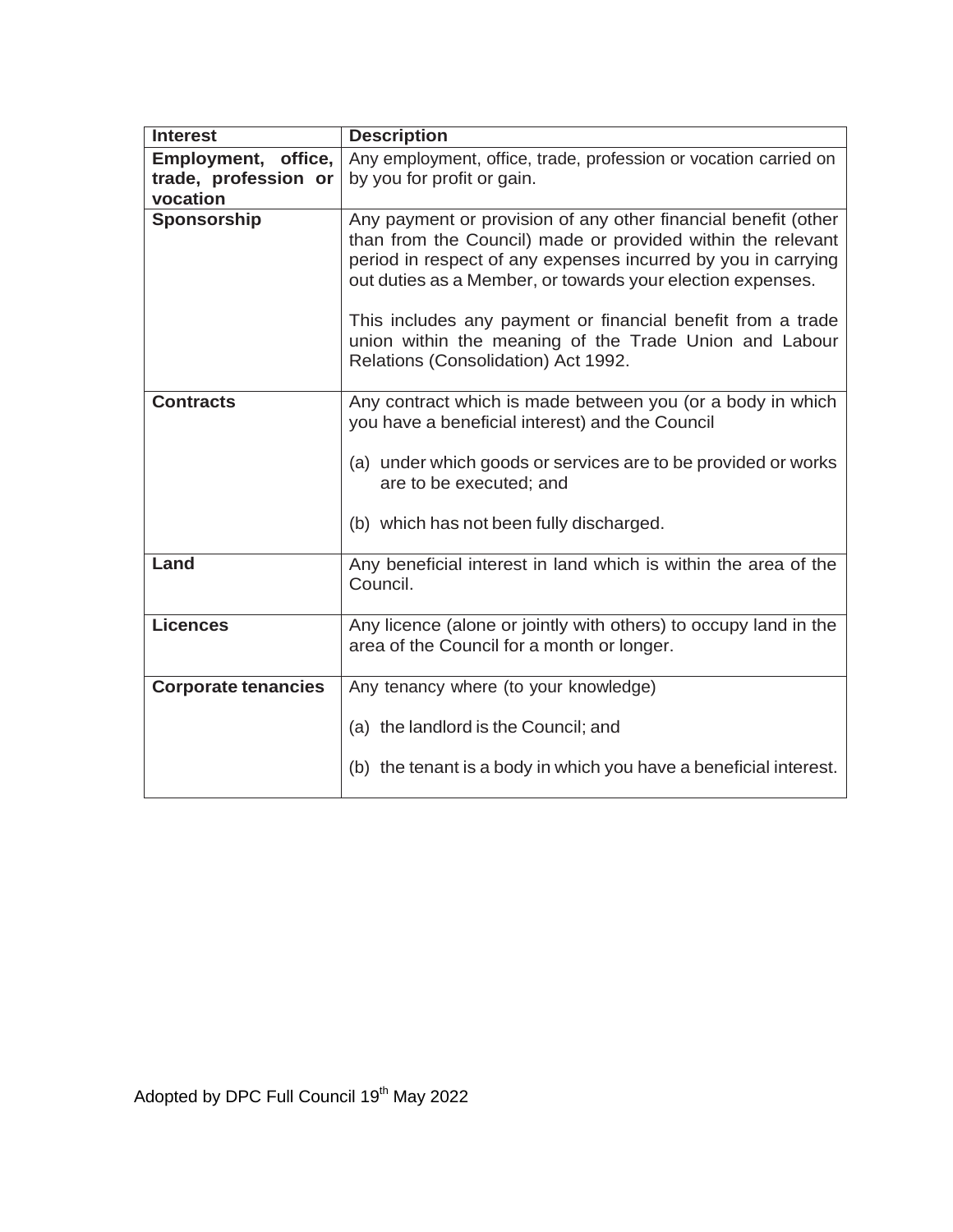| Interest | Description |
|---|---|
| **Employment, office, trade, profession or vocation** | Any employment, office, trade, profession or vocation carried on by you for profit or gain. |
| **Sponsorship** | Any payment or provision of any other financial benefit (other than from the Council) made or provided within the relevant period in respect of any expenses incurred by you in carrying out duties as a Member, or towards your election expenses.<br><br>This includes any payment or financial benefit from a trade union within the meaning of the Trade Union and Labour Relations (Consolidation) Act 1992. |
| **Contracts** | Any contract which is made between you (or a body in which you have a beneficial interest) and the Council<br><br>(a) under which goods or services are to be provided or works are to be executed; and<br><br>(b) which has not been fully discharged. |
| **Land** | Any beneficial interest in land which is within the area of the Council. |
| **Licences** | Any licence (alone or jointly with others) to occupy land in the area of the Council for a month or longer. |
| **Corporate tenancies** | Any tenancy where (to your knowledge)<br><br>(a) the landlord is the Council; and<br><br>(b) the tenant is a body in which you have a beneficial interest. |

Adopted by DPC Full Council 19th May 2022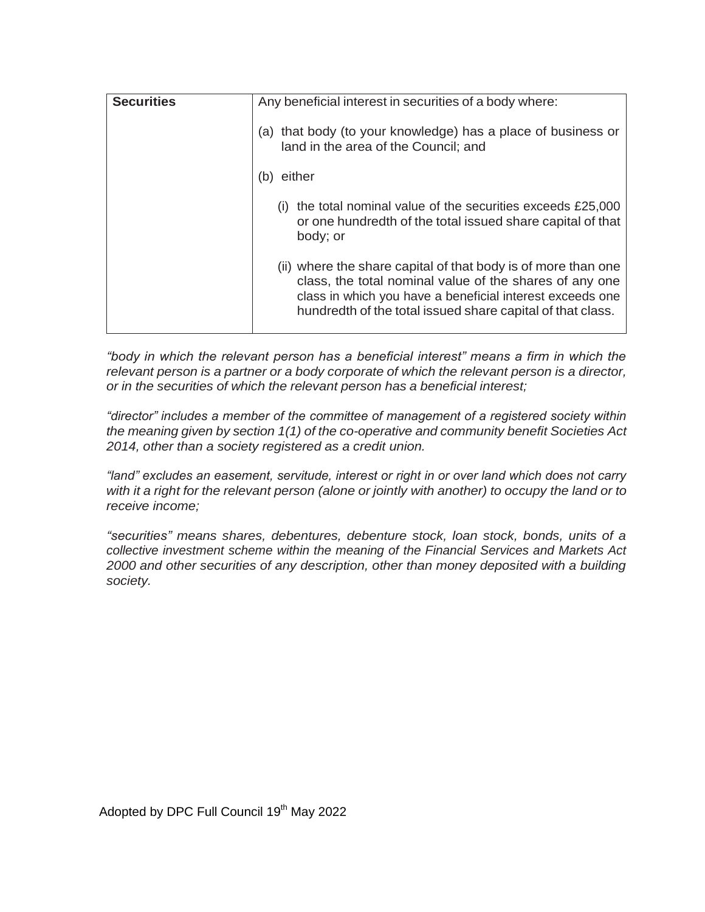| **Securities** | Any beneficial interest in securities of a body where:<br><br>(a) that body (to your knowledge) has a place of business or land in the area of the Council; and<br><br>(b) either<br><br>(i) the total nominal value of the securities exceeds £25,000 or one hundredth of the total issued share capital of that body; or<br><br>(ii) where the share capital of that body is of more than one class, the total nominal value of the shares of any one class in which you have a beneficial interest exceeds one hundredth of the total issued share capital of that class. |
|---|---|

*"body in which the relevant person has a beneficial interest" means a firm in which the relevant person is a partner or a body corporate of which the relevant person is a director, or in the securities of which the relevant person has a beneficial interest;*

*"director" includes a member of the committee of management of a registered society within the meaning given by section 1(1) of the co-operative and community benefit Societies Act 2014, other than a society registered as a credit union.*

*"land" excludes an easement, servitude, interest or right in or over land which does not carry with it a right for the relevant person (alone or jointly with another) to occupy the land or to receive income;*

*"securities" means shares, debentures, debenture stock, loan stock, bonds, units of a collective investment scheme within the meaning of the Financial Services and Markets Act 2000 and other securities of any description, other than money deposited with a building society.*

Adopted by DPC Full Council 19th May 2022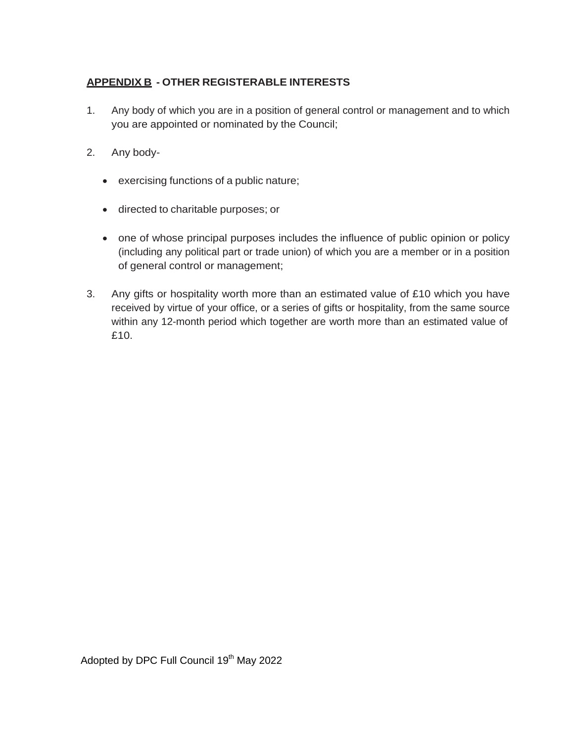## APPENDIX B - OTHER REGISTERABLE INTERESTS

1. Any body of which you are in a position of general control or management and to which you are appointed or nominated by the Council;

2. Any body-

   - exercising functions of a public nature;

   - directed to charitable purposes; or

   - one of whose principal purposes includes the influence of public opinion or policy (including any political part or trade union) of which you are a member or in a position of general control or management;

3. Any gifts or hospitality worth more than an estimated value of £10 which you have received by virtue of your office, or a series of gifts or hospitality, from the same source within any 12-month period which together are worth more than an estimated value of £10.

Adopted by DPC Full Council 19th May 2022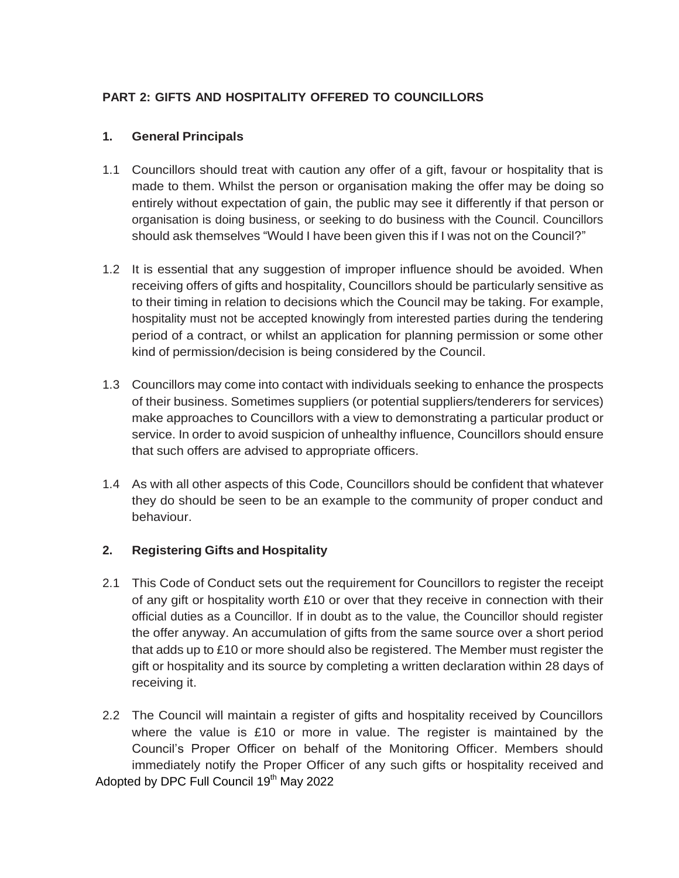## PART 2: GIFTS AND HOSPITALITY OFFERED TO COUNCILLORS

### 1. General Principals

1.1 Councillors should treat with caution any offer of a gift, favour or hospitality that is made to them. Whilst the person or organisation making the offer may be doing so entirely without expectation of gain, the public may see it differently if that person or organisation is doing business, or seeking to do business with the Council. Councillors should ask themselves "Would I have been given this if I was not on the Council?"

1.2 It is essential that any suggestion of improper influence should be avoided. When receiving offers of gifts and hospitality, Councillors should be particularly sensitive as to their timing in relation to decisions which the Council may be taking. For example, hospitality must not be accepted knowingly from interested parties during the tendering period of a contract, or whilst an application for planning permission or some other kind of permission/decision is being considered by the Council.

1.3 Councillors may come into contact with individuals seeking to enhance the prospects of their business. Sometimes suppliers (or potential suppliers/tenderers for services) make approaches to Councillors with a view to demonstrating a particular product or service. In order to avoid suspicion of unhealthy influence, Councillors should ensure that such offers are advised to appropriate officers.

1.4 As with all other aspects of this Code, Councillors should be confident that whatever they do should be seen to be an example to the community of proper conduct and behaviour.

### 2. Registering Gifts and Hospitality

2.1 This Code of Conduct sets out the requirement for Councillors to register the receipt of any gift or hospitality worth £10 or over that they receive in connection with their official duties as a Councillor. If in doubt as to the value, the Councillor should register the offer anyway. An accumulation of gifts from the same source over a short period that adds up to £10 or more should also be registered. The Member must register the gift or hospitality and its source by completing a written declaration within 28 days of receiving it.

2.2 The Council will maintain a register of gifts and hospitality received by Councillors where the value is £10 or more in value. The register is maintained by the Council's Proper Officer on behalf of the Monitoring Officer. Members should immediately notify the Proper Officer of any such gifts or hospitality received and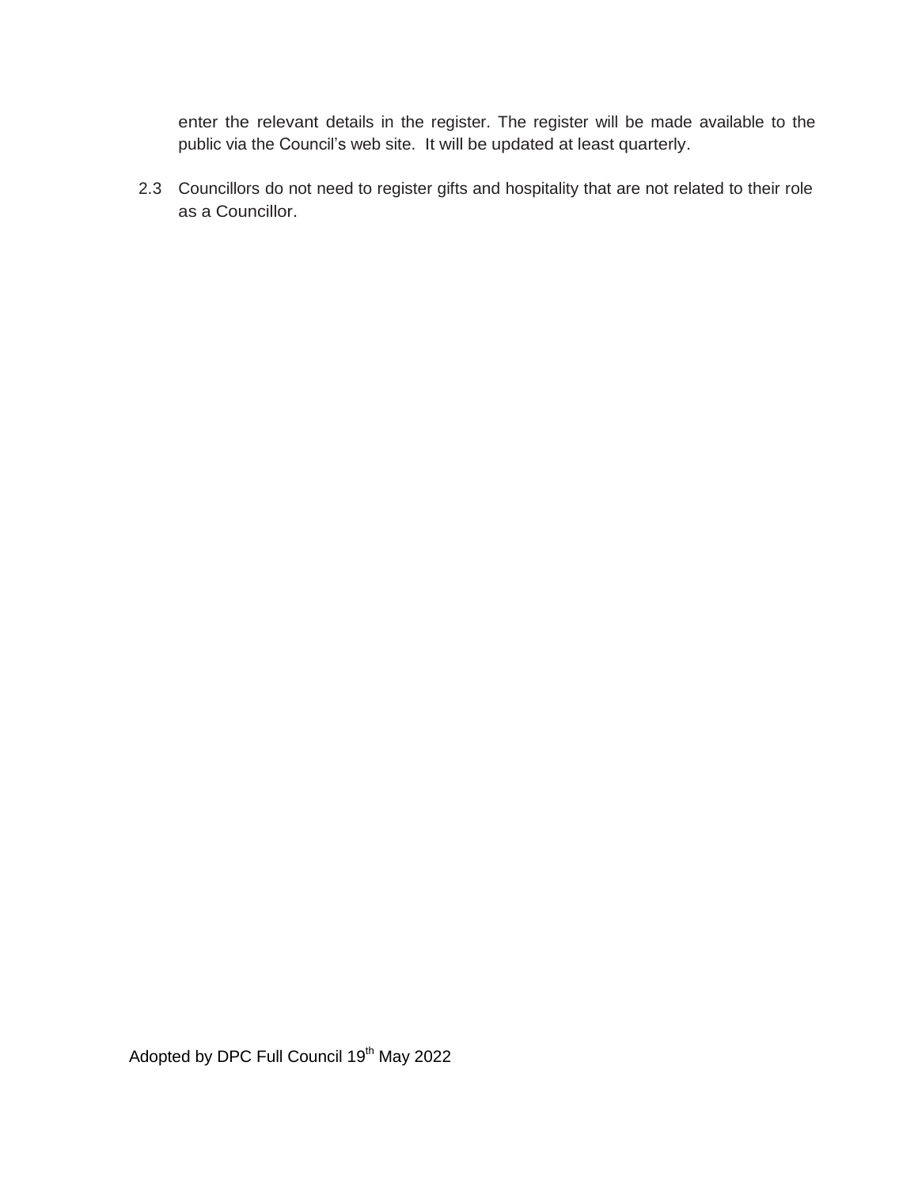enter the relevant details in the register. The register will be made available to the public via the Council's web site. It will be updated at least quarterly.

2.3 Councillors do not need to register gifts and hospitality that are not related to their role as a Councillor.

Adopted by DPC Full Council 19th May 2022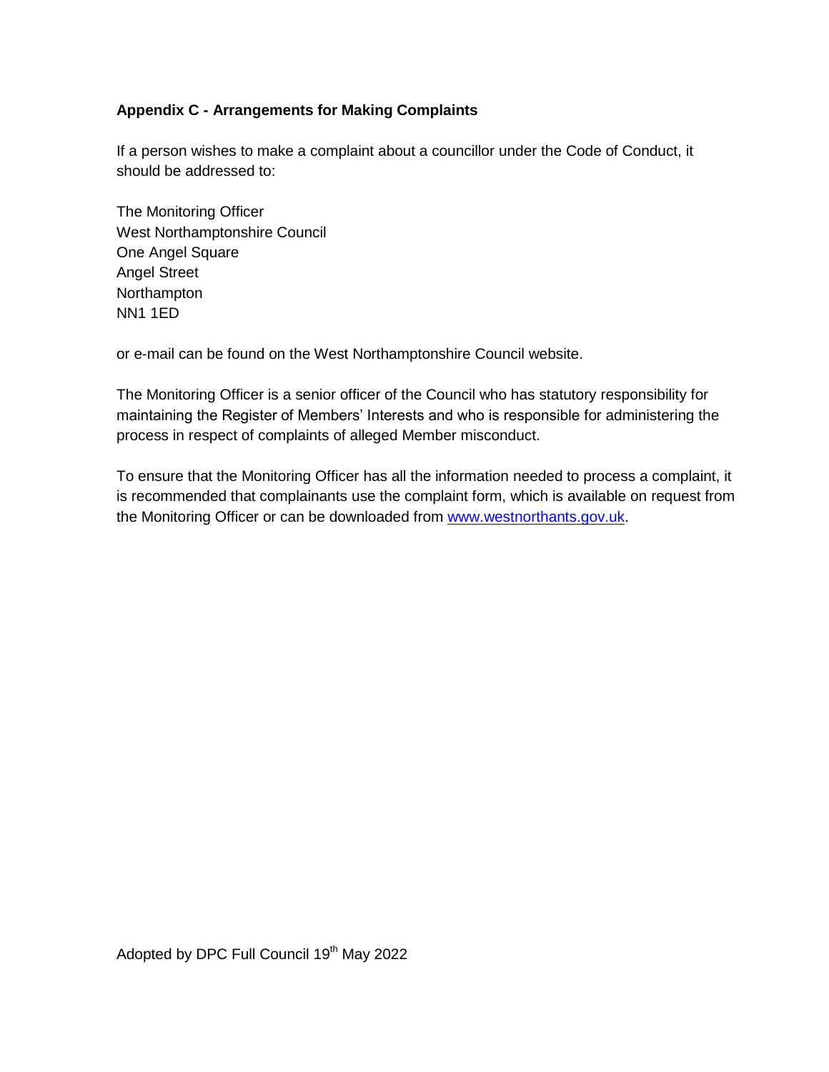**Appendix C - Arrangements for Making Complaints**

If a person wishes to make a complaint about a councillor under the Code of Conduct, it should be addressed to:

The Monitoring Officer
West Northamptonshire Council
One Angel Square
Angel Street
Northampton
NN1 1ED

or e-mail can be found on the West Northamptonshire Council website.

The Monitoring Officer is a senior officer of the Council who has statutory responsibility for maintaining the Register of Members' Interests and who is responsible for administering the process in respect of complaints of alleged Member misconduct.

To ensure that the Monitoring Officer has all the information needed to process a complaint, it is recommended that complainants use the complaint form, which is available on request from the Monitoring Officer or can be downloaded from [www.westnorthants.gov.uk](http://www.westnorthants.gov.uk).

Adopted by DPC Full Council 19th May 2022